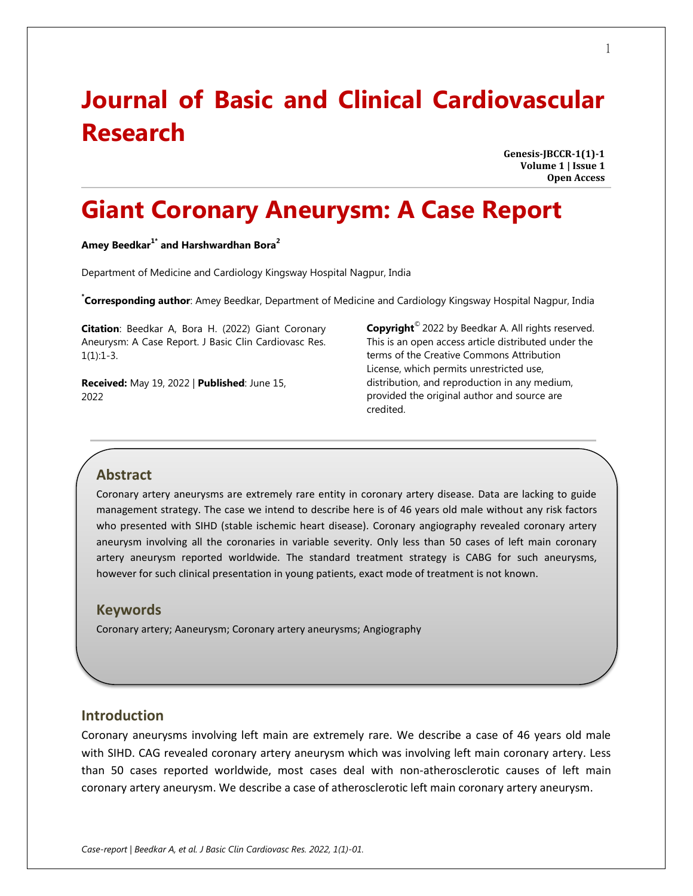# Journal of Basic and Clinical Cardiovascular Research

**Genesis-JBCCR-1(1)-1**
**Volume 1 | Issue 1**
**Open Access**

# Giant Coronary Aneurysm: A Case Report

**Amey Beedkar[1*] and Harshwardhan Bora[2]**

Department of Medicine and Cardiology Kingsway Hospital Nagpur, India

[*]**Corresponding author**: Amey Beedkar, Department of Medicine and Cardiology Kingsway Hospital Nagpur, India

**Citation**: Beedkar A, Bora H. (2022) Giant Coronary Aneurysm: A Case Report. J Basic Clin Cardiovasc Res. 1(1):1-3.

**Received:** May 19, 2022 | **Published**: June 15, 2022

**Copyright**© 2022 by Beedkar A. All rights reserved. This is an open access article distributed under the terms of the Creative Commons Attribution License, which permits unrestricted use, distribution, and reproduction in any medium, provided the original author and source are credited.

## Abstract

Coronary artery aneurysms are extremely rare entity in coronary artery disease. Data are lacking to guide management strategy. The case we intend to describe here is of 46 years old male without any risk factors who presented with SIHD (stable ischemic heart disease). Coronary angiography revealed coronary artery aneurysm involving all the coronaries in variable severity. Only less than 50 cases of left main coronary artery aneurysm reported worldwide. The standard treatment strategy is CABG for such aneurysms, however for such clinical presentation in young patients, exact mode of treatment is not known.

## Keywords

Coronary artery; Aaneurysm; Coronary artery aneurysms; Angiography

## Introduction

Coronary aneurysms involving left main are extremely rare. We describe a case of 46 years old male with SIHD. CAG revealed coronary artery aneurysm which was involving left main coronary artery. Less than 50 cases reported worldwide, most cases deal with non-atherosclerotic causes of left main coronary artery aneurysm. We describe a case of atherosclerotic left main coronary artery aneurysm.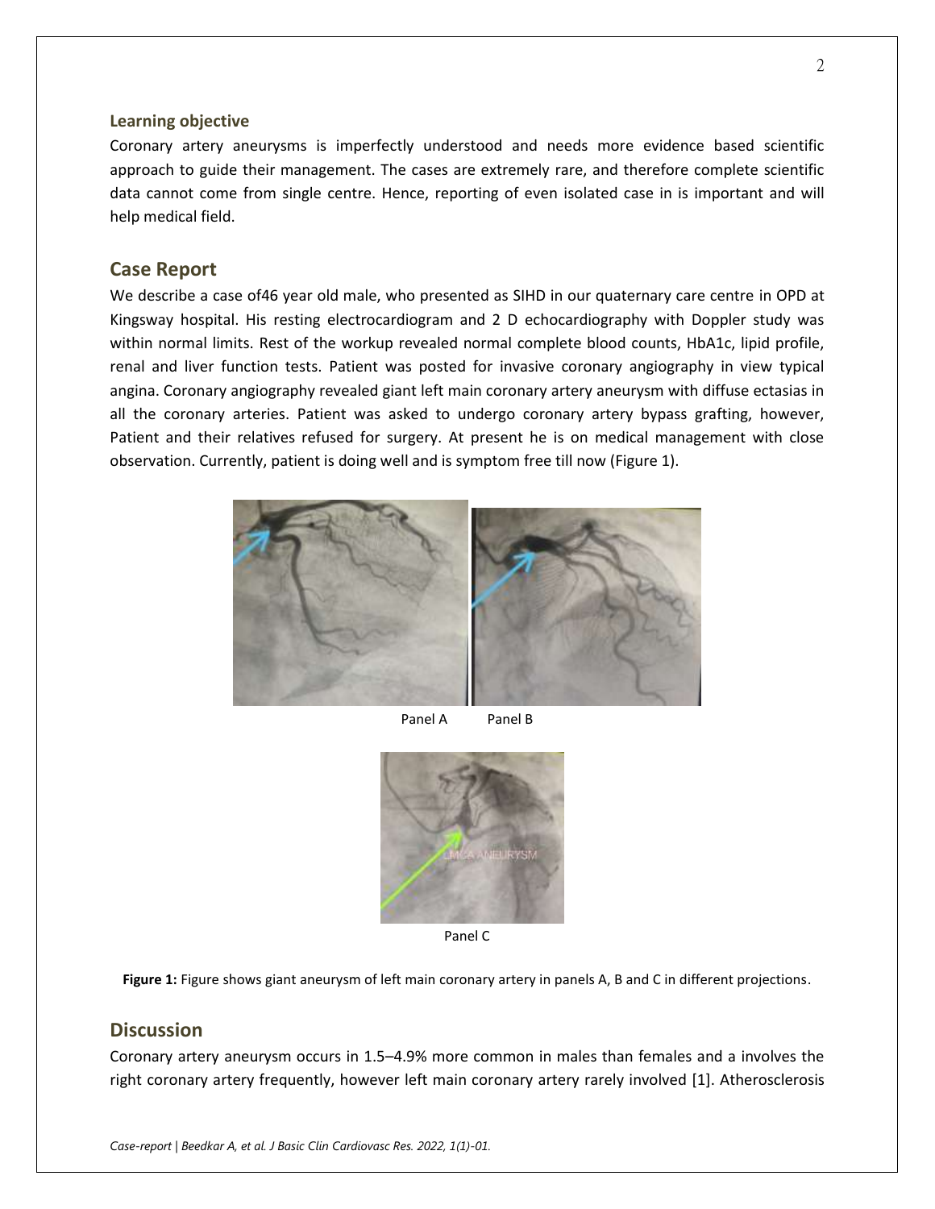### Learning objective

Coronary artery aneurysms is imperfectly understood and needs more evidence based scientific approach to guide their management. The cases are extremely rare, and therefore complete scientific data cannot come from single centre. Hence, reporting of even isolated case in is important and will help medical field.

## Case Report

We describe a case of46 year old male, who presented as SIHD in our quaternary care centre in OPD at Kingsway hospital. His resting electrocardiogram and 2 D echocardiography with Doppler study was within normal limits. Rest of the workup revealed normal complete blood counts, HbA1c, lipid profile, renal and liver function tests. Patient was posted for invasive coronary angiography in view typical angina. Coronary angiography revealed giant left main coronary artery aneurysm with diffuse ectasias in all the coronary arteries. Patient was asked to undergo coronary artery bypass grafting, however, Patient and their relatives refused for surgery. At present he is on medical management with close observation. Currently, patient is doing well and is symptom free till now (Figure 1).

Panel A Panel B

Panel C

**Figure 1:** Figure shows giant aneurysm of left main coronary artery in panels A, B and C in different projections.

## Discussion

Coronary artery aneurysm occurs in 1.5–4.9% more common in males than females and a involves the right coronary artery frequently, however left main coronary artery rarely involved [1]. Atherosclerosis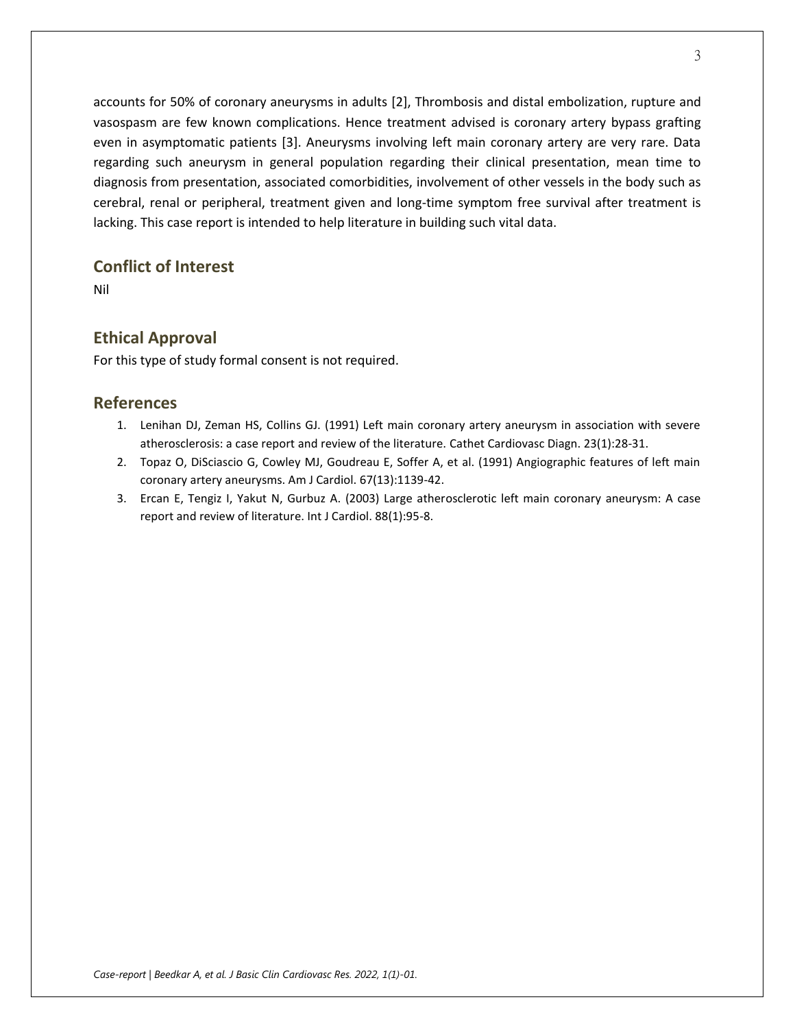accounts for 50% of coronary aneurysms in adults [2], Thrombosis and distal embolization, rupture and vasospasm are few known complications. Hence treatment advised is coronary artery bypass grafting even in asymptomatic patients [3]. Aneurysms involving left main coronary artery are very rare. Data regarding such aneurysm in general population regarding their clinical presentation, mean time to diagnosis from presentation, associated comorbidities, involvement of other vessels in the body such as cerebral, renal or peripheral, treatment given and long-time symptom free survival after treatment is lacking. This case report is intended to help literature in building such vital data.

## Conflict of Interest

Nil

## Ethical Approval

For this type of study formal consent is not required.

## References

1. Lenihan DJ, Zeman HS, Collins GJ. (1991) Left main coronary artery aneurysm in association with severe atherosclerosis: a case report and review of the literature. Cathet Cardiovasc Diagn. 23(1):28-31.
2. Topaz O, DiSciascio G, Cowley MJ, Goudreau E, Soffer A, et al. (1991) Angiographic features of left main coronary artery aneurysms. Am J Cardiol. 67(13):1139-42.
3. Ercan E, Tengiz I, Yakut N, Gurbuz A. (2003) Large atherosclerotic left main coronary aneurysm: A case report and review of literature. Int J Cardiol. 88(1):95-8.